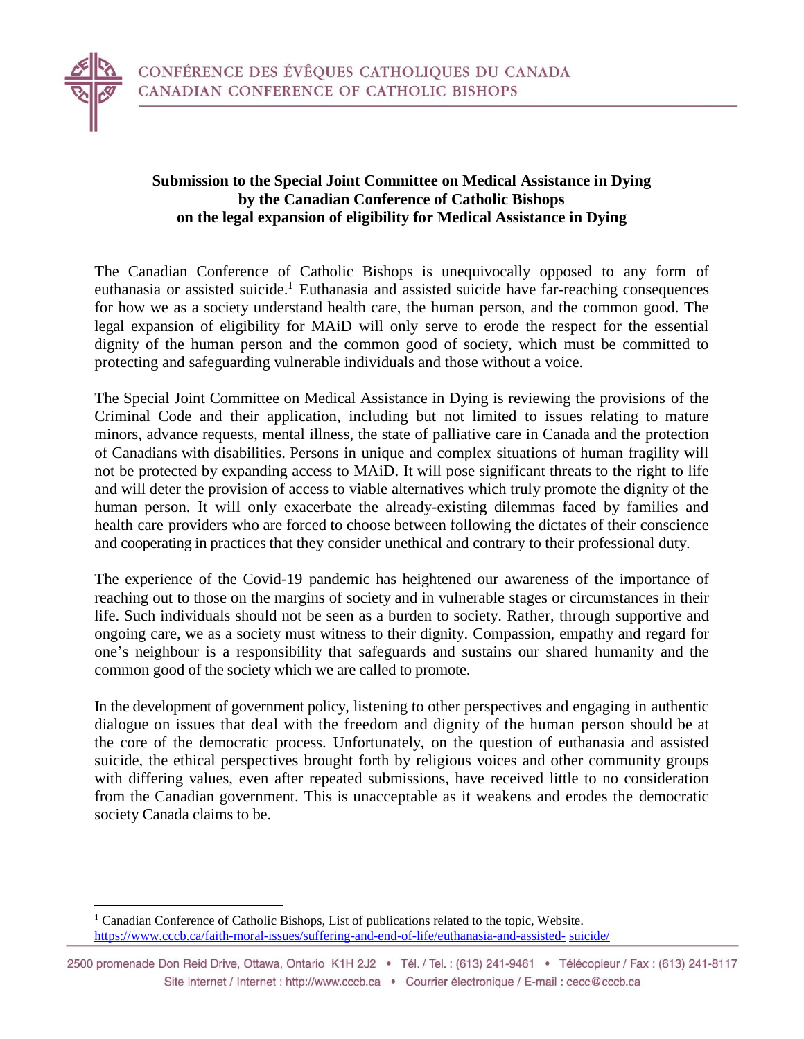CONFÉRENCE DES ÉVÊQUES CATHOLIQUES DU CANADA
CANADIAN CONFERENCE OF CATHOLIC BISHOPS

**Submission to the Special Joint Committee on Medical Assistance in Dying by the Canadian Conference of Catholic Bishops on the legal expansion of eligibility for Medical Assistance in Dying**

The Canadian Conference of Catholic Bishops is unequivocally opposed to any form of euthanasia or assisted suicide.[1] Euthanasia and assisted suicide have far-reaching consequences for how we as a society understand health care, the human person, and the common good. The legal expansion of eligibility for MAiD will only serve to erode the respect for the essential dignity of the human person and the common good of society, which must be committed to protecting and safeguarding vulnerable individuals and those without a voice.

The Special Joint Committee on Medical Assistance in Dying is reviewing the provisions of the Criminal Code and their application, including but not limited to issues relating to mature minors, advance requests, mental illness, the state of palliative care in Canada and the protection of Canadians with disabilities. Persons in unique and complex situations of human fragility will not be protected by expanding access to MAiD. It will pose significant threats to the right to life and will deter the provision of access to viable alternatives which truly promote the dignity of the human person. It will only exacerbate the already-existing dilemmas faced by families and health care providers who are forced to choose between following the dictates of their conscience and cooperating in practices that they consider unethical and contrary to their professional duty.

The experience of the Covid-19 pandemic has heightened our awareness of the importance of reaching out to those on the margins of society and in vulnerable stages or circumstances in their life. Such individuals should not be seen as a burden to society. Rather, through supportive and ongoing care, we as a society must witness to their dignity. Compassion, empathy and regard for one's neighbour is a responsibility that safeguards and sustains our shared humanity and the common good of the society which we are called to promote.

In the development of government policy, listening to other perspectives and engaging in authentic dialogue on issues that deal with the freedom and dignity of the human person should be at the core of the democratic process. Unfortunately, on the question of euthanasia and assisted suicide, the ethical perspectives brought forth by religious voices and other community groups with differing values, even after repeated submissions, have received little to no consideration from the Canadian government. This is unacceptable as it weakens and erodes the democratic society Canada claims to be.

---

[1] Canadian Conference of Catholic Bishops, List of publications related to the topic, Website. https://www.cccb.ca/faith-moral-issues/suffering-and-end-of-life/euthanasia-and-assisted-suicide/

2500 promenade Don Reid Drive, Ottawa, Ontario K1H 2J2 • Tél. / Tel. : (613) 241-9461 • Télécopieur / Fax : (613) 241-8117
Site internet / Internet : http://www.cccb.ca • Courrier électronique / E-mail : cecc@cccb.ca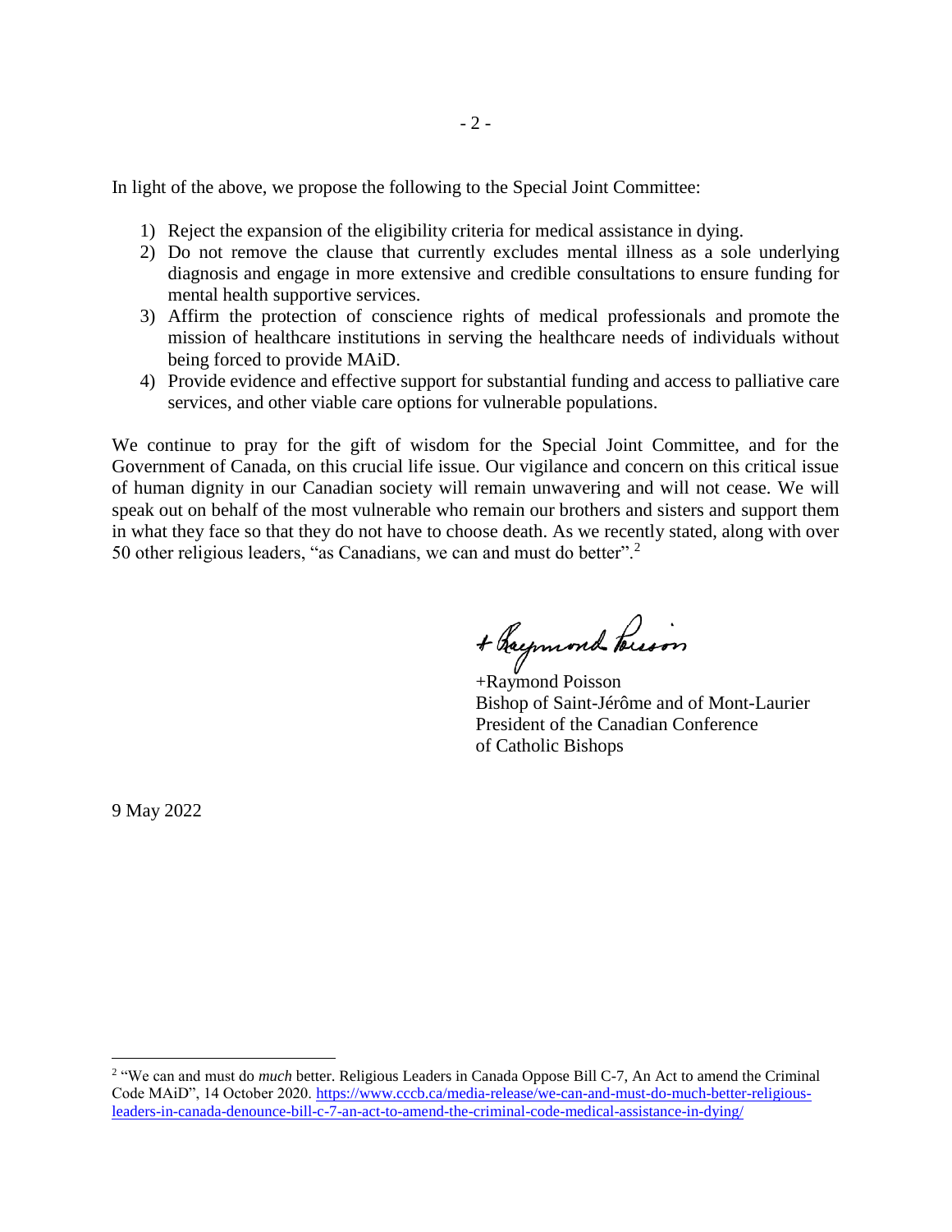In light of the above, we propose the following to the Special Joint Committee:

1) Reject the expansion of the eligibility criteria for medical assistance in dying.
2) Do not remove the clause that currently excludes mental illness as a sole underlying diagnosis and engage in more extensive and credible consultations to ensure funding for mental health supportive services.
3) Affirm the protection of conscience rights of medical professionals and promote the mission of healthcare institutions in serving the healthcare needs of individuals without being forced to provide MAiD.
4) Provide evidence and effective support for substantial funding and access to palliative care services, and other viable care options for vulnerable populations.

We continue to pray for the gift of wisdom for the Special Joint Committee, and for the Government of Canada, on this crucial life issue. Our vigilance and concern on this critical issue of human dignity in our Canadian society will remain unwavering and will not cease. We will speak out on behalf of the most vulnerable who remain our brothers and sisters and support them in what they face so that they do not have to choose death. As we recently stated, along with over 50 other religious leaders, "as Canadians, we can and must do better".[2]

+Raymond Poisson
Bishop of Saint-Jérôme and of Mont-Laurier
President of the Canadian Conference
of Catholic Bishops

9 May 2022

---

[2] "We can and must do *much* better. Religious Leaders in Canada Oppose Bill C-7, An Act to amend the Criminal Code MAiD", 14 October 2020. https://www.cccb.ca/media-release/we-can-and-must-do-much-better-religious-leaders-in-canada-denounce-bill-c-7-an-act-to-amend-the-criminal-code-medical-assistance-in-dying/